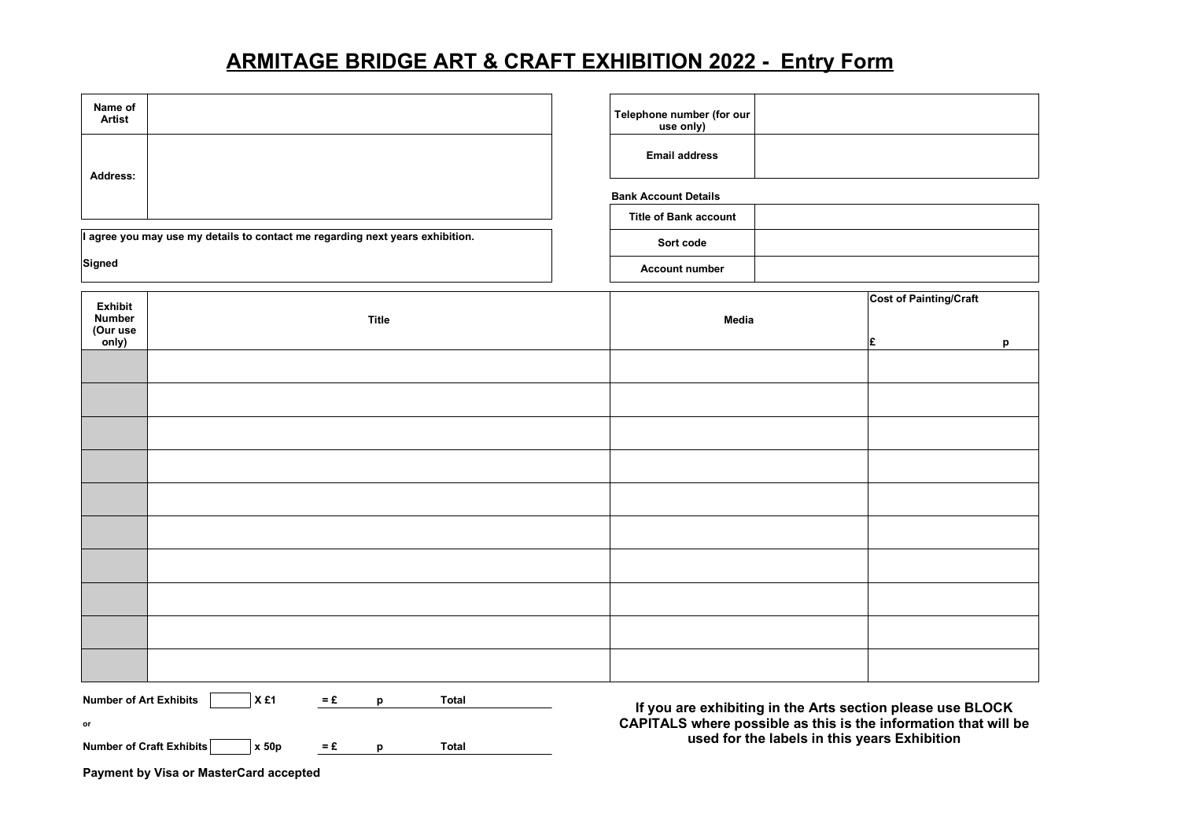# ARMITAGE BRIDGE ART & CRAFT EXHIBITION 2022 - Entry Form

| Name of Artist | |
|---|---|
| Address: | |

| I agree you may use my details to contact me regarding next years exhibition. |
|---|
| Signed |

| Telephone number (for our use only) | |
|---|---|
| Email address | |

**Bank Account Details**

| Title of Bank account | |
|---|---|
| Sort code | |
| Account number | |

| Exhibit Number (Our use only) | Title | Media | Cost of Painting/Craft £ p |
|---|---|---|---|
| | | | |
| | | | |
| | | | |
| | | | |
| | | | |
| | | | |
| | | | |
| | | | |
| | | | |
| | | | |

**Number of Art Exhibits** ______ **X £1** **= £** **p** **Total** ______

or

**Number of Craft Exhibits** ______ **x 50p** **= £** **p** **Total** ______

**Payment by Visa or MasterCard accepted**

**If you are exhibiting in the Arts section please use BLOCK CAPITALS where possible as this is the information that will be used for the labels in this years Exhibition**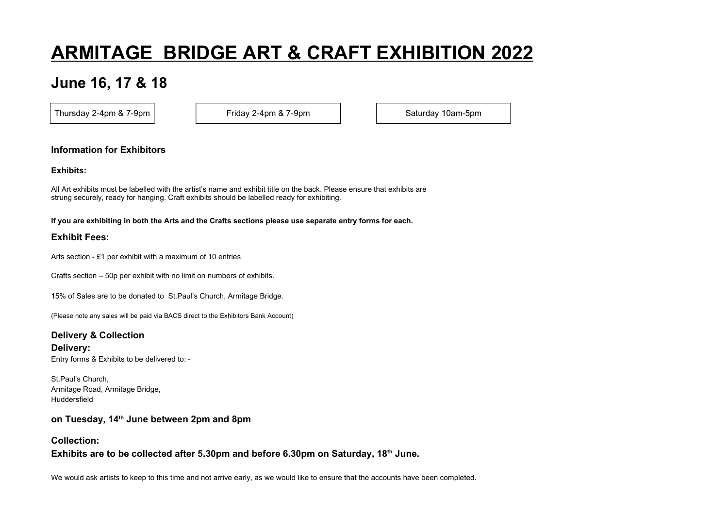# ARMITAGE  BRIDGE ART & CRAFT EXHIBITION 2022

## June 16, 17 & 18

| | | |
|---|---|---|
| Thursday 2-4pm & 7-9pm | Friday 2-4pm & 7-9pm | Saturday 10am-5pm |

### Information for Exhibitors

**Exhibits:**

All Art exhibits must be labelled with the artist's name and exhibit title on the back. Please ensure that exhibits are strung securely, ready for hanging. Craft exhibits should be labelled ready for exhibiting.

**If you are exhibiting in both the Arts and the Crafts sections please use separate entry forms for each.**

### Exhibit Fees:

Arts section - £1 per exhibit with a maximum of 10 entries

Crafts section – 50p per exhibit with no limit on numbers of exhibits.

15% of Sales are to be donated to  St.Paul's Church, Armitage Bridge.

(Please note any sales will be paid via BACS direct to the Exhibitors Bank Account)

### Delivery & Collection

**Delivery:**

Entry forms & Exhibits to be delivered to: -

St.Paul's Church,
Armitage Road, Armitage Bridge,
Huddersfield

**on Tuesday, 14th June between 2pm and 8pm**

**Collection:**

**Exhibits are to be collected after 5.30pm and before 6.30pm on Saturday, 18th June.**

We would ask artists to keep to this time and not arrive early, as we would like to ensure that the accounts have been completed.